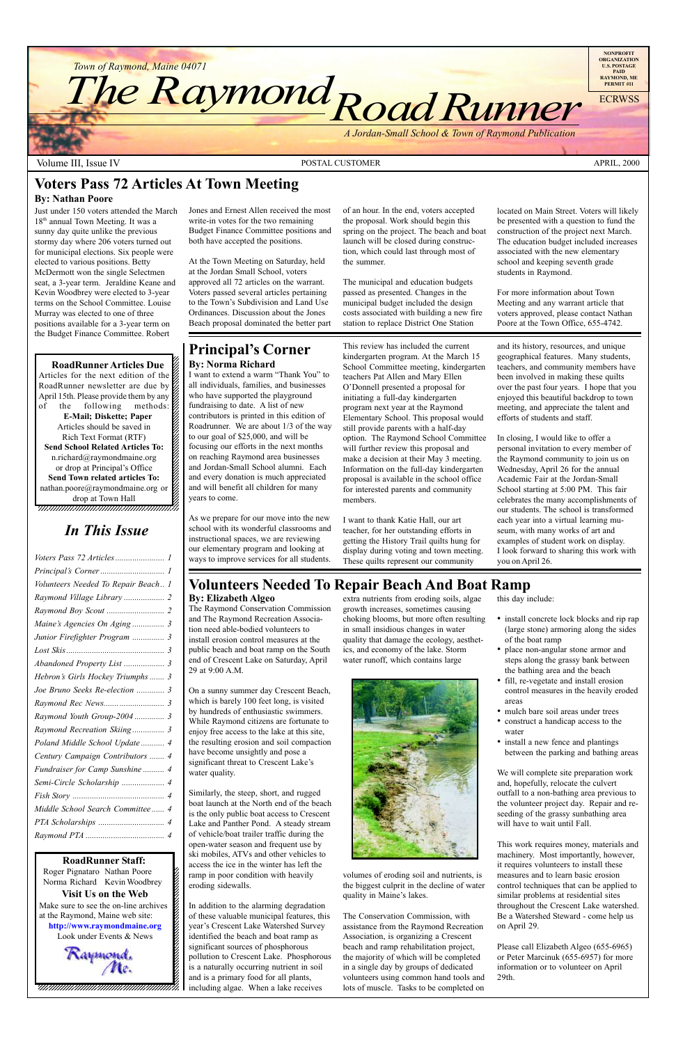Town of Raymond, Maine 04071

# The Raymond Road Runner

*A Jordan-Small School & Town of Raymond Publication*

NONPROFIT ORGANIZATION U.S. POSTAGE PAID RAYMOND, ME PERMIT #11

ECRWSS

Volume III, Issue IV — POSTAL CUSTOMER — APRIL, 2000

## Voters Pass 72 Articles At Town Meeting

**By: Nathan Poore**

Just under 150 voters attended the March 18th annual Town Meeting. It was a sunny day quite unlike the previous stormy day where 206 voters turned out for municipal elections. Six people were elected to various positions. Betty McDermott won the single Selectmen seat, a 3-year term. Jeraldine Keane and Kevin Woodbrey were elected to 3-year terms on the School Committee. Louise Murray was elected to one of three positions available for a 3-year term on the Budget Finance Committee. Robert Jones and Ernest Allen received the most write-in votes for the two remaining Budget Finance Committee positions and both have accepted the positions.

At the Town Meeting on Saturday, held at the Jordan Small School, voters approved all 72 articles on the warrant. Voters passed several articles pertaining to the Town's Subdivision and Land Use Ordinances. Discussion about the Jones Beach proposal dominated the better part of an hour. In the end, voters accepted the proposal. Work should begin this spring on the project. The beach and boat launch will be closed during construction, which could last through most of the summer.

The municipal and education budgets passed as presented. Changes in the municipal budget included the design costs associated with building a new fire station to replace District One Station located on Main Street. Voters will likely be presented with a question to fund the construction of the project next March. The education budget included increases associated with the new elementary school and keeping seventh grade students in Raymond.

For more information about Town Meeting and any warrant article that voters approved, please contact Nathan Poore at the Town Office, 655-4742.

**RoadRunner Articles Due**

Articles for the next edition of the RoadRunner newsletter are due by April 15th. Please provide them by any of the following methods:

**E-Mail; Diskette; Paper**

Articles should be saved in Rich Text Format (RTF)

**Send School Related Articles To:**
n.richard@raymondmaine.org
or drop at Principal's Office

**Send Town related articles To:**
nathan.poore@raymondmaine.org or drop at Town Hall

## *In This Issue*

- *Voters Pass 72 Articles* ........ 1
- *Principal's Corner* ........ 1
- *Volunteers Needed To Repair Beach* .. 1
- *Raymond Village Library* ........ 2
- *Raymond Boy Scout* ........ 2
- *Maine's Agencies On Aging* ........ 3
- *Junior Firefighter Program* ........ 3
- *Lost Skis* ........ 3
- *Abandoned Property List* ........ 3
- *Hebron's Girls Hockey Triumphs* ........ 3
- *Joe Bruno Seeks Re-election* ........ 3
- *Raymond Rec News* ........ 3
- *Raymond Youth Group-2004* ........ 3
- *Raymond Recreation Skiing* ........ 3
- *Poland Middle School Update* ........ 4
- *Century Campaign Contributors* ........ 4
- *Fundraiser for Camp Sunshine* ........ 4
- *Semi-Circle Scholarship* ........ 4
- *Fish Story* ........ 4
- *Middle School Search Committee* ........ 4
- *PTA Scholarships* ........ 4
- *Raymond PTA* ........ 4

**RoadRunner Staff:**
Roger Pignataro Nathan Poore
Norma Richard Kevin Woodbrey

**Visit Us on the Web**
Make sure to see the on-line archives at the Raymond, Maine web site:
**http://www.raymondmaine.org**
Look under Events & News

Raymond, Me.

## Principal's Corner

**By: Norma Richard**

I want to extend a warm "Thank You" to all individuals, families, and businesses who have supported the playground fundraising to date. A list of new contributors is printed in this edition of Roadrunner. We are about 1/3 of the way to our goal of $25,000, and will be focusing our efforts in the next months on reaching Raymond area businesses and Jordan-Small School alumni. Each and every donation is much appreciated and will benefit all children for many years to come.

As we prepare for our move into the new school with its wonderful classrooms and instructional spaces, we are reviewing our elementary program and looking at ways to improve services for all students. This review has included the current kindergarten program. At the March 15 School Committee meeting, kindergarten teachers Pat Allen and Mary Ellen O'Donnell presented a proposal for initiating a full-day kindergarten program next year at the Raymond Elementary School. This proposal would still provide parents with a half-day option. The Raymond School Committee will further review this proposal and make a decision at their May 3 meeting. Information on the full-day kindergarten proposal is available in the school office for interested parents and community members.

I want to thank Katie Hall, our art teacher, for her outstanding efforts in getting the History Trail quilts hung for display during voting and town meeting. These quilts represent our community and its history, resources, and unique geographical features. Many students, teachers, and community members have been involved in making these quilts over the past four years. I hope that you enjoyed this beautiful backdrop to town meeting, and appreciate the talent and efforts of students and staff.

In closing, I would like to offer a personal invitation to every member of the Raymond community to join us on Wednesday, April 26 for the annual Academic Fair at the Jordan-Small School starting at 5:00 PM. This fair celebrates the many accomplishments of our students. The school is transformed each year into a virtual learning museum, with many works of art and examples of student work on display. I look forward to sharing this work with you on April 26.

## Volunteers Needed To Repair Beach And Boat Ramp

**By: Elizabeth Algeo**

The Raymond Conservation Commission and The Raymond Recreation Association need able-bodied volunteers to install erosion control measures at the public beach and boat ramp on the South end of Crescent Lake on Saturday, April 29 at 9:00 A.M.

On a sunny summer day Crescent Beach, which is barely 100 feet long, is visited by hundreds of enthusiastic swimmers. While Raymond citizens are fortunate to enjoy free access to the lake at this site, the resulting erosion and soil compaction have become unsightly and pose a significant threat to Crescent Lake's water quality.

Similarly, the steep, short, and rugged boat launch at the North end of the beach is the only public boat access to Crescent Lake and Panther Pond. A steady stream of vehicle/boat trailer traffic during the open-water season and frequent use by ski mobiles, ATVs and other vehicles to access the ice in the winter has left the ramp in poor condition with heavily eroding sidewalls.

In addition to the alarming degradation of these valuable municipal features, this year's Crescent Lake Watershed Survey identified the beach and boat ramp as significant sources of phosphorous pollution to Crescent Lake. Phosphorous is a naturally occurring nutrient in soil and is a primary food for all plants, including algae. When a lake receives extra nutrients from eroding soils, algae growth increases, sometimes causing choking blooms, but more often resulting in small insidious changes in water quality that damage the ecology, aesthetics, and economy of the lake. Storm water runoff, which contains large volumes of eroding soil and nutrients, is the biggest culprit in the decline of water quality in Maine's lakes.

The Conservation Commission, with assistance from the Raymond Recreation Association, is organizing a Crescent beach and ramp rehabilitation project, the majority of which will be completed in a single day by groups of dedicated volunteers using common hand tools and lots of muscle. Tasks to be completed on this day include:

- install concrete lock blocks and rip rap (large stone) armoring along the sides of the boat ramp
- place non-angular stone armor and steps along the grassy bank between the bathing area and the beach
- fill, re-vegetate and install erosion control measures in the heavily eroded areas
- mulch bare soil areas under trees
- construct a handicap access to the water
- install a new fence and plantings between the parking and bathing areas

We will complete site preparation work and, hopefully, relocate the culvert outfall to a non-bathing area previous to the volunteer project day. Repair and re-seeding of the grassy sunbathing area will have to wait until Fall.

This work requires money, materials and machinery. Most importantly, however, it requires volunteers to install these measures and to learn basic erosion control techniques that can be applied to similar problems at residential sites throughout the Crescent Lake watershed. Be a Watershed Steward - come help us on April 29.

Please call Elizabeth Algeo (655-6965) or Peter Marcinuk (655-6957) for more information or to volunteer on April 29th.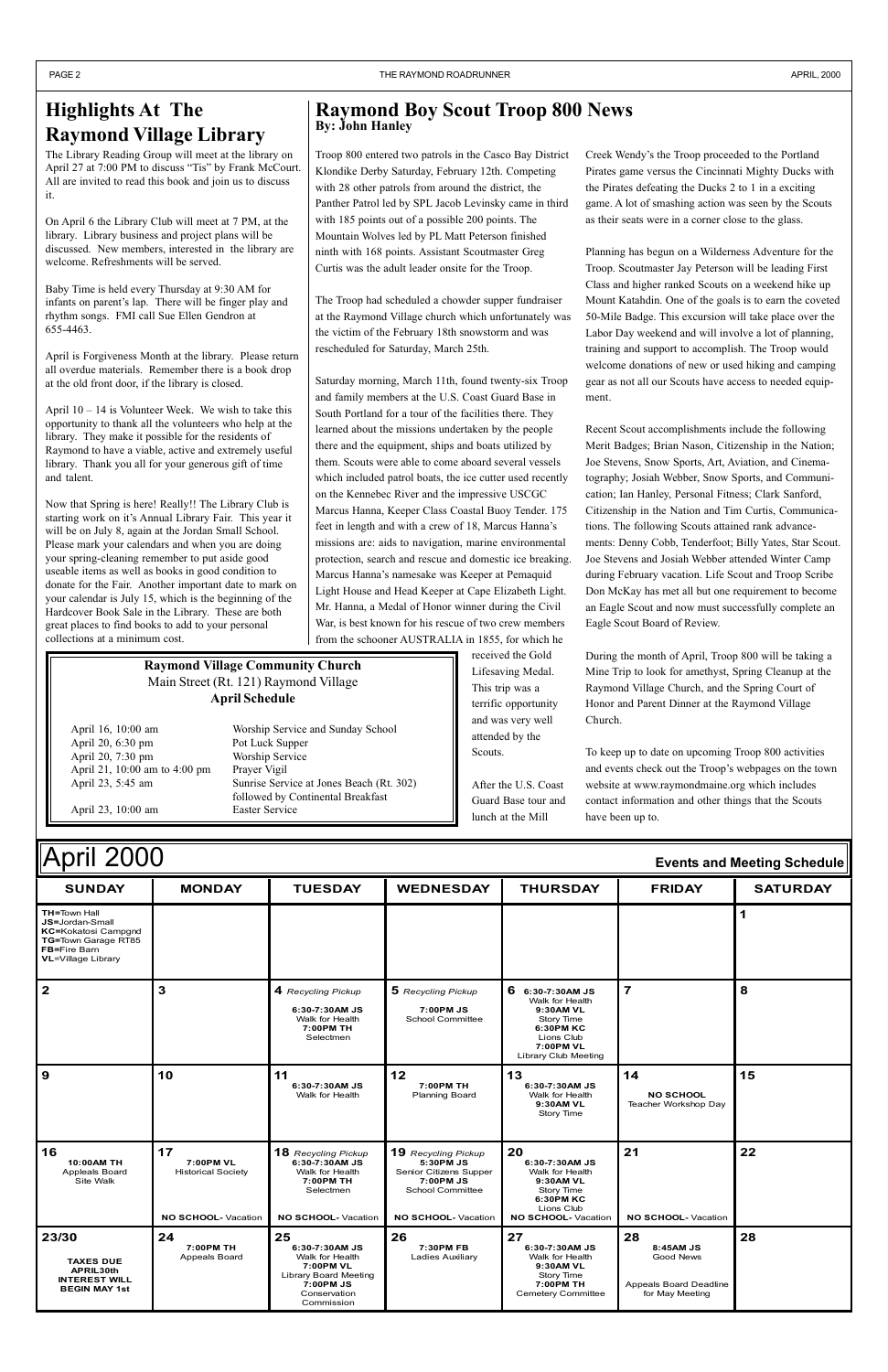## Highlights At The Raymond Village Library

The Library Reading Group will meet at the library on April 27 at 7:00 PM to discuss "Tis" by Frank McCourt. All are invited to read this book and join us to discuss it.

On April 6 the Library Club will meet at 7 PM, at the library. Library business and project plans will be discussed. New members, interested in the library are welcome. Refreshments will be served.

Baby Time is held every Thursday at 9:30 AM for infants on parent's lap. There will be finger play and rhythm songs. FMI call Sue Ellen Gendron at 655-4463.

April is Forgiveness Month at the library. Please return all overdue materials. Remember there is a book drop at the old front door, if the library is closed.

April 10 – 14 is Volunteer Week. We wish to take this opportunity to thank all the volunteers who help at the library. They make it possible for the residents of Raymond to have a viable, active and extremely useful library. Thank you all for your generous gift of time and talent.

Now that Spring is here! Really!! The Library Club is starting work on it's Annual Library Fair. This year it will be on July 8, again at the Jordan Small School. Please mark your calendars and when you are doing your spring-cleaning remember to put aside good useable items as well as books in good condition to donate for the Fair. Another important date to mark on your calendar is July 15, which is the beginning of the Hardcover Book Sale in the Library. These are both great places to find books to add to your personal collections at a minimum cost.

## Raymond Boy Scout Troop 800 News

**By: John Hanley**

Troop 800 entered two patrols in the Casco Bay District Klondike Derby Saturday, February 12th. Competing with 28 other patrols from around the district, the Panther Patrol led by SPL Jacob Levinsky came in third with 185 points out of a possible 200 points. The Mountain Wolves led by PL Matt Peterson finished ninth with 168 points. Assistant Scoutmaster Greg Curtis was the adult leader onsite for the Troop.

The Troop had scheduled a chowder supper fundraiser at the Raymond Village church which unfortunately was the victim of the February 18th snowstorm and was rescheduled for Saturday, March 25th.

Saturday morning, March 11th, found twenty-six Troop and family members at the U.S. Coast Guard Base in South Portland for a tour of the facilities there. They learned about the missions undertaken by the people there and the equipment, ships and boats utilized by them. Scouts were able to come aboard several vessels which included patrol boats, the ice cutter used recently on the Kennebec River and the impressive USCGC Marcus Hanna, Keeper Class Coastal Buoy Tender. 175 feet in length and with a crew of 18, Marcus Hanna's missions are: aids to navigation, marine environmental protection, search and rescue and domestic ice breaking. Marcus Hanna's namesake was Keeper at Pemaquid Light House and Head Keeper at Cape Elizabeth Light. Mr. Hanna, a Medal of Honor winner during the Civil War, is best known for his rescue of two crew members from the schooner AUSTRALIA in 1855, for which he received the Gold Lifesaving Medal. This trip was a terrific opportunity and was very well attended by the Scouts.

After the U.S. Coast Guard Base tour and lunch at the Mill Creek Wendy's the Troop proceeded to the Portland Pirates game versus the Cincinnati Mighty Ducks with the Pirates defeating the Ducks 2 to 1 in a exciting game. A lot of smashing action was seen by the Scouts as their seats were in a corner close to the glass.

Planning has begun on a Wilderness Adventure for the Troop. Scoutmaster Jay Peterson will be leading First Class and higher ranked Scouts on a weekend hike up Mount Katahdin. One of the goals is to earn the coveted 50-Mile Badge. This excursion will take place over the Labor Day weekend and will involve a lot of planning, training and support to accomplish. The Troop would welcome donations of new or used hiking and camping gear as not all our Scouts have access to needed equipment.

Recent Scout accomplishments include the following Merit Badges; Brian Nason, Citizenship in the Nation; Joe Stevens, Snow Sports, Art, Aviation, and Cinematography; Josiah Webber, Snow Sports, and Communication; Ian Hanley, Personal Fitness; Clark Sanford, Citizenship in the Nation and Tim Curtis, Communications. The following Scouts attained rank advancements: Denny Cobb, Tenderfoot; Billy Yates, Star Scout. Joe Stevens and Josiah Webber attended Winter Camp during February vacation. Life Scout and Troop Scribe Don McKay has met all but one requirement to become an Eagle Scout and now must successfully complete an Eagle Scout Board of Review.

During the month of April, Troop 800 will be taking a Mine Trip to look for amethyst, Spring Cleanup at the Raymond Village Church, and the Spring Court of Honor and Parent Dinner at the Raymond Village Church.

To keep up to date on upcoming Troop 800 activities and events check out the Troop's webpages on the town website at www.raymondmaine.org which includes contact information and other things that the Scouts have been up to.

---

**Raymond Village Community Church**

Main Street (Rt. 121) Raymond Village

**April Schedule**

| | |
|---|---|
| April 16, 10:00 am | Worship Service and Sunday School |
| April 20, 6:30 pm | Pot Luck Supper |
| April 20, 7:30 pm | Worship Service |
| April 21, 10:00 am to 4:00 pm | Prayer Vigil |
| April 23, 5:45 am | Sunrise Service at Jones Beach (Rt. 302) followed by Continental Breakfast |
| April 23, 10:00 am | Easter Service |

---

# April 2000

**Events and Meeting Schedule**

| SUNDAY | MONDAY | TUESDAY | WEDNESDAY | THURSDAY | FRIDAY | SATURDAY |
|---|---|---|---|---|---|---|
| **TH**=Town Hall<br>**JS**=Jordan-Small<br>**KC**=Kokatosi Campgnd<br>**TG**=Town Garage RT85<br>**FB**=Fire Barn<br>**VL**=Village Library | | | | | | **1** |
| **2** | **3** | **4** *Recycling Pickup*<br>**6:30-7:30AM JS**<br>Walk for Health<br>**7:00PM TH**<br>Selectmen | **5** *Recycling Pickup*<br>**7:00PM JS**<br>School Committee | **6** **6:30-7:30AM JS**<br>Walk for Health<br>**9:30AM VL**<br>Story Time<br>**6:30PM KC**<br>Lions Club<br>**7:00PM VL**<br>Library Club Meeting | **7** | **8** |
| **9** | **10** | **11**<br>**6:30-7:30AM JS**<br>Walk for Health | **12**<br>**7:00PM TH**<br>Planning Board | **13**<br>**6:30-7:30AM JS**<br>Walk for Health<br>**9:30AM VL**<br>Story Time | **14**<br>**NO SCHOOL**<br>Teacher Workshop Day | **15** |
| **16**<br>**10:00AM TH**<br>Appleals Board<br>Site Walk | **17**<br>**7:00PM VL**<br>Historical Society<br>**NO SCHOOL**- Vacation | **18** *Recycling Pickup*<br>**6:30-7:30AM JS**<br>Walk for Health<br>**7:00PM TH**<br>Selectmen<br>**NO SCHOOL**- Vacation | **19** *Recycling Pickup*<br>**5:30PM JS**<br>Senior Citizens Supper<br>**7:00PM JS**<br>School Committee<br>**NO SCHOOL**- Vacation | **20**<br>**6:30-7:30AM JS**<br>Walk for Health<br>**9:30AM VL**<br>Story Time<br>**6:30PM KC**<br>Lions Club<br>**NO SCHOOL**- Vacation | **21**<br>**NO SCHOOL**- Vacation | **22** |
| **23/30**<br>**TAXES DUE APRIL30th INTEREST WILL BEGIN MAY 1st** | **24**<br>**7:00PM TH**<br>Appeals Board | **25**<br>**6:30-7:30AM JS**<br>Walk for Health<br>**7:00PM VL**<br>Library Board Meeting<br>**7:00PM JS**<br>Conservation Commission | **26**<br>**7:30PM FB**<br>Ladies Auxiliary | **27**<br>**6:30-7:30AM JS**<br>Walk for Health<br>**9:30AM VL**<br>Story Time<br>**7:00PM TH**<br>Cemetery Committee | **28**<br>**8:45AM JS**<br>Good News<br>Appeals Board Deadline for May Meeting | **28** |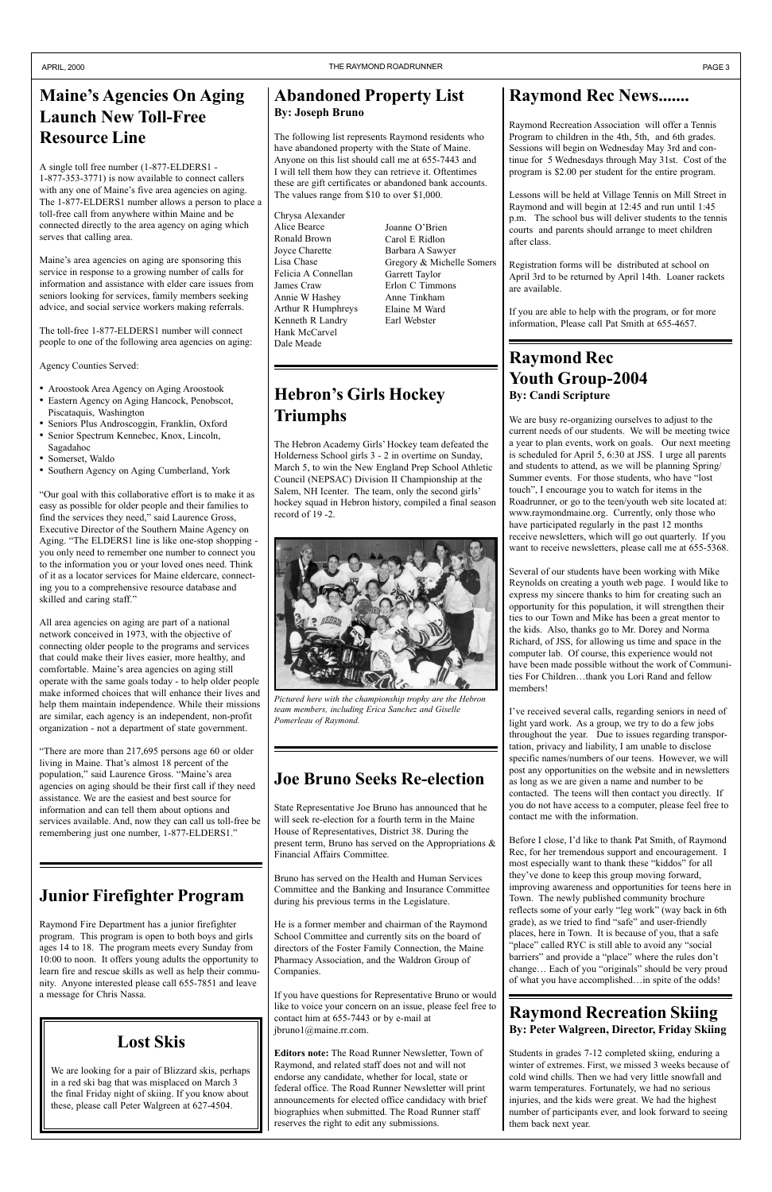# Maine's Agencies On Aging Launch New Toll-Free Resource Line

A single toll free number (1-877-ELDERS1 - 1-877-353-3771) is now available to connect callers with any one of Maine's five area agencies on aging. The 1-877-ELDERS1 number allows a person to place a toll-free call from anywhere within Maine and be connected directly to the area agency on aging which serves that calling area.

Maine's area agencies on aging are sponsoring this service in response to a growing number of calls for information and assistance with elder care issues from seniors looking for services, family members seeking advice, and social service workers making referrals.

The toll-free 1-877-ELDERS1 number will connect people to one of the following area agencies on aging:

Agency Counties Served:

- Aroostook Area Agency on Aging Aroostook
- Eastern Agency on Aging Hancock, Penobscot, Piscataquis, Washington
- Seniors Plus Androscoggin, Franklin, Oxford
- Senior Spectrum Kennebec, Knox, Lincoln, Sagadahoc
- Somerset, Waldo
- Southern Agency on Aging Cumberland, York

"Our goal with this collaborative effort is to make it as easy as possible for older people and their families to find the services they need," said Laurence Gross, Executive Director of the Southern Maine Agency on Aging. "The ELDERS1 line is like one-stop shopping - you only need to remember one number to connect you to the information you or your loved ones need. Think of it as a locator services for Maine eldercare, connecting you to a comprehensive resource database and skilled and caring staff."

All area agencies on aging are part of a national network conceived in 1973, with the objective of connecting older people to the programs and services that could make their lives easier, more healthy, and comfortable. Maine's area agencies on aging still operate with the same goals today - to help older people make informed choices that will enhance their lives and help them maintain independence. While their missions are similar, each agency is an independent, non-profit organization - not a department of state government.

"There are more than 217,695 persons age 60 or older living in Maine. That's almost 18 percent of the population," said Laurence Gross. "Maine's area agencies on aging should be their first call if they need assistance. We are the easiest and best source for information and can tell them about options and services available. And, now they can call us toll-free be remembering just one number, 1-877-ELDERS1."

# Junior Firefighter Program

Raymond Fire Department has a junior firefighter program. This program is open to both boys and girls ages 14 to 18. The program meets every Sunday from 10:00 to noon. It offers young adults the opportunity to learn fire and rescue skills as well as help their community. Anyone interested please call 655-7851 and leave a message for Chris Nassa.

# Lost Skis

We are looking for a pair of Blizzard skis, perhaps in a red ski bag that was misplaced on March 3 the final Friday night of skiing. If you know about these, please call Peter Walgreen at 627-4504.

# Abandoned Property List

**By: Joseph Bruno**

The following list represents Raymond residents who have abandoned property with the State of Maine. Anyone on this list should call me at 655-7443 and I will tell them how they can retrieve it. Oftentimes these are gift certificates or abandoned bank accounts. The values range from $10 to over $1,000.

Chrysa Alexander
Alice Bearce
Ronald Brown
Joyce Charette
Lisa Chase
Felicia A Connellan
James Craw
Annie W Hashey
Arthur R Humphreys
Kenneth R Landry
Hank McCarvel
Dale Meade
Joanne O'Brien
Carol E Ridlon
Barbara A Sawyer
Gregory & Michelle Somers
Garrett Taylor
Erlon C Timmons
Anne Tinkham
Elaine M Ward
Earl Webster

# Hebron's Girls Hockey Triumphs

The Hebron Academy Girls' Hockey team defeated the Holderness School girls 3 - 2 in overtime on Sunday, March 5, to win the New England Prep School Athletic Council (NEPSAC) Division II Championship at the Salem, NH Icenter. The team, only the second girls' hockey squad in Hebron history, compiled a final season record of 19 -2.

*Pictured here with the championship trophy are the Hebron team members, including Erica Sanchez and Giselle Pomerleau of Raymond.*

# Joe Bruno Seeks Re-election

State Representative Joe Bruno has announced that he will seek re-election for a fourth term in the Maine House of Representatives, District 38. During the present term, Bruno has served on the Appropriations & Financial Affairs Committee.

Bruno has served on the Health and Human Services Committee and the Banking and Insurance Committee during his previous terms in the Legislature.

He is a former member and chairman of the Raymond School Committee and currently sits on the board of directors of the Foster Family Connection, the Maine Pharmacy Association, and the Waldron Group of Companies.

If you have questions for Representative Bruno or would like to voice your concern on an issue, please feel free to contact him at 655-7443 or by e-mail at jbruno1@maine.rr.com.

**Editors note:** The Road Runner Newsletter, Town of Raymond, and related staff does not and will not endorse any candidate, whether for local, state or federal office. The Road Runner Newsletter will print announcements for elected office candidacy with brief biographies when submitted. The Road Runner staff reserves the right to edit any submissions.

# Raymond Rec News.......

Raymond Recreation Association will offer a Tennis Program to children in the 4th, 5th, and 6th grades. Sessions will begin on Wednesday May 3rd and continue for 5 Wednesdays through May 31st. Cost of the program is $2.00 per student for the entire program.

Lessons will be held at Village Tennis on Mill Street in Raymond and will begin at 12:45 and run until 1:45 p.m. The school bus will deliver students to the tennis courts and parents should arrange to meet children after class.

Registration forms will be distributed at school on April 3rd to be returned by April 14th. Loaner rackets are available.

If you are able to help with the program, or for more information, Please call Pat Smith at 655-4657.

# Raymond Rec Youth Group-2004

**By: Candi Scripture**

We are busy re-organizing ourselves to adjust to the current needs of our students. We will be meeting twice a year to plan events, work on goals. Our next meeting is scheduled for April 5, 6:30 at JSS. I urge all parents and students to attend, as we will be planning Spring/Summer events. For those students, who have "lost touch", I encourage you to watch for items in the Roadrunner, or go to the teen/youth web site located at: www.raymondmaine.org. Currently, only those who have participated regularly in the past 12 months receive newsletters, which will go out quarterly. If you want to receive newsletters, please call me at 655-5368.

Several of our students have been working with Mike Reynolds on creating a youth web page. I would like to express my sincere thanks to him for creating such an opportunity for this population, it will strengthen their ties to our Town and Mike has been a great mentor to the kids. Also, thanks go to Mr. Dorey and Norma Richard, of JSS, for allowing us time and space in the computer lab. Of course, this experience would not have been made possible without the work of Communities For Children…thank you Lori Rand and fellow members!

I've received several calls, regarding seniors in need of light yard work. As a group, we try to do a few jobs throughout the year. Due to issues regarding transportation, privacy and liability, I am unable to disclose specific names/numbers of our teens. However, we will post any opportunities on the website and in newsletters as long as we are given a name and number to be contacted. The teens will then contact you directly. If you do not have access to a computer, please feel free to contact me with the information.

Before I close, I'd like to thank Pat Smith, of Raymond Rec, for her tremendous support and encouragement. I most especially want to thank these "kiddos" for all they've done to keep this group moving forward, improving awareness and opportunities for teens here in Town. The newly published community brochure reflects some of your early "leg work" (way back in 6th grade), as we tried to find "safe" and user-friendly places, here in Town. It is because of you, that a safe "place" called RYC is still able to avoid any "social barriers" and provide a "place" where the rules don't change… Each of you "originals" should be very proud of what you have accomplished…in spite of the odds!

# Raymond Recreation Skiing

**By: Peter Walgreen, Director, Friday Skiing**

Students in grades 7-12 completed skiing, enduring a winter of extremes. First, we missed 3 weeks because of cold wind chills. Then we had very little snowfall and warm temperatures. Fortunately, we had no serious injuries, and the kids were great. We had the highest number of participants ever, and look forward to seeing them back next year.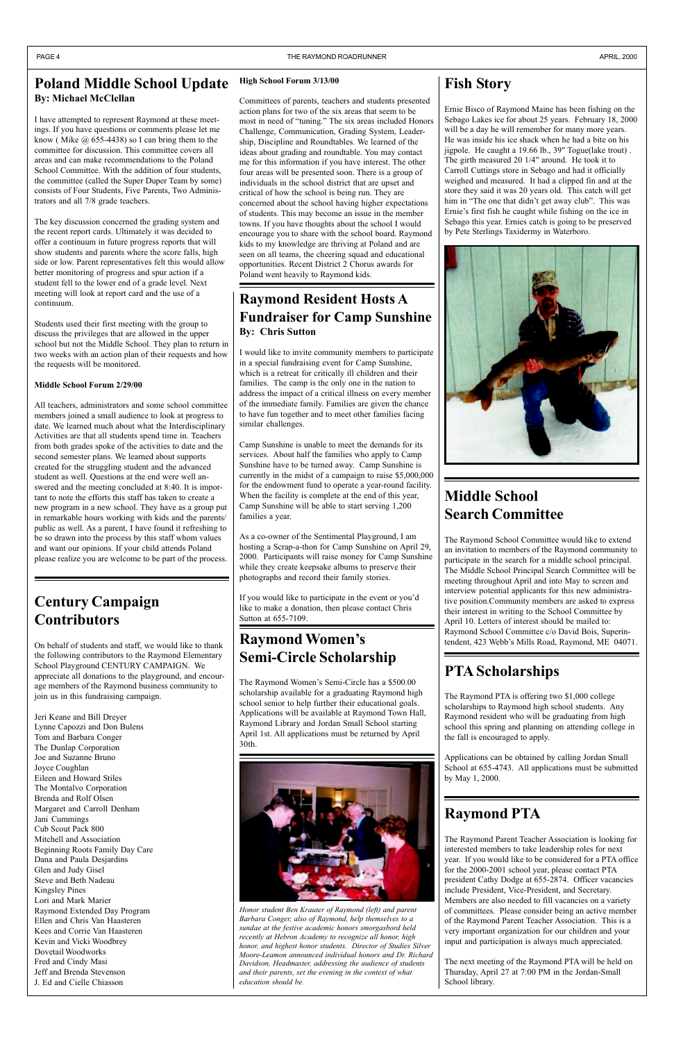## Poland Middle School Update

**By: Michael McClellan**

I have attempted to represent Raymond at these meetings. If you have questions or comments please let me know ( Mike @ 655-4438) so I can bring them to the committee for discussion. This committee covers all areas and can make recommendations to the Poland School Committee. With the addition of four students, the committee (called the Super Duper Team by some) consists of Four Students, Five Parents, Two Administrators and all 7/8 grade teachers.

The key discussion concerned the grading system and the recent report cards. Ultimately it was decided to offer a continuum in future progress reports that will show students and parents where the score falls, high side or low. Parent representatives felt this would allow better monitoring of progress and spur action if a student fell to the lower end of a grade level. Next meeting will look at report card and the use of a continuum.

Students used their first meeting with the group to discuss the privileges that are allowed in the upper school but not the Middle School. They plan to return in two weeks with an action plan of their requests and how the requests will be monitored.

**Middle School Forum 2/29/00**

All teachers, administrators and some school committee members joined a small audience to look at progress to date. We learned much about what the Interdisciplinary Activities are that all students spend time in. Teachers from both grades spoke of the activities to date and the second semester plans. We learned about supports created for the struggling student and the advanced student as well. Questions at the end were well answered and the meeting concluded at 8:40. It is important to note the efforts this staff has taken to create a new program in a new school. They have as a group put in remarkable hours working with kids and the parents/public as well. As a parent, I have found it refreshing to be so drawn into the process by this staff whom values and want our opinions. If your child attends Poland please realize you are welcome to be part of the process.

**High School Forum 3/13/00**

Committees of parents, teachers and students presented action plans for two of the six areas that seem to be most in need of "tuning." The six areas included Honors Challenge, Communication, Grading System, Leadership, Discipline and Roundtables. We learned of the ideas about grading and roundtable. You may contact me for this information if you have interest. The other four areas will be presented soon. There is a group of individuals in the school district that are upset and critical of how the school is being run. They are concerned about the school having higher expectations of students. This may become an issue in the member towns. If you have thoughts about the school I would encourage you to share with the school board. Raymond kids to my knowledge are thriving at Poland and are seen on all teams, the cheering squad and educational opportunities. Recent District 2 Chorus awards for Poland went heavily to Raymond kids.

## Century Campaign Contributors

On behalf of students and staff, we would like to thank the following contributors to the Raymond Elementary School Playground CENTURY CAMPAIGN. We appreciate all donations to the playground, and encourage members of the Raymond business community to join us in this fundraising campaign.

Jeri Keane and Bill Dreyer
Lynne Capozzi and Don Bulens
Tom and Barbara Conger
The Dunlap Corporation
Joe and Suzanne Bruno
Joyce Coughlan
Eileen and Howard Stiles
The Montalvo Corporation
Brenda and Rolf Olsen
Margaret and Carroll Denham
Jani Cummings
Cub Scout Pack 800
Mitchell and Association
Beginning Roots Family Day Care
Dana and Paula Desjardins
Glen and Judy Gisel
Steve and Beth Nadeau
Kingsley Pines
Lori and Mark Marier
Raymond Extended Day Program
Ellen and Chris Van Haasteren
Kees and Corrie Van Haasteren
Kevin and Vicki Woodbrey
Dovetail Woodworks
Fred and Cindy Masi
Jeff and Brenda Stevenson
J. Ed and Cielle Chiasson

## Raymond Resident Hosts A Fundraiser for Camp Sunshine

**By: Chris Sutton**

I would like to invite community members to participate in a special fundraising event for Camp Sunshine, which is a retreat for critically ill children and their families. The camp is the only one in the nation to address the impact of a critical illness on every member of the immediate family. Families are given the chance to have fun together and to meet other families facing similar challenges.

Camp Sunshine is unable to meet the demands for its services. About half the families who apply to Camp Sunshine have to be turned away. Camp Sunshine is currently in the midst of a campaign to raise $5,000,000 for the endowment fund to operate a year-round facility. When the facility is complete at the end of this year, Camp Sunshine will be able to start serving 1,200 families a year.

As a co-owner of the Sentimental Playground, I am hosting a Scrap-a-thon for Camp Sunshine on April 29, 2000. Participants will raise money for Camp Sunshine while they create keepsake albums to preserve their photographs and record their family stories.

If you would like to participate in the event or you'd like to make a donation, then please contact Chris Sutton at 655-7109.

## Raymond Women's Semi-Circle Scholarship

The Raymond Women's Semi-Circle has a $500.00 scholarship available for a graduating Raymond high school senior to help further their educational goals. Applications will be available at Raymond Town Hall, Raymond Library and Jordan Small School starting April 1st. All applications must be returned by April 30th.

*Honor student Ben Krauter of Raymond (left) and parent Barbara Conger, also of Raymond, help themselves to a sundae at the festive academic honors smorgasbord held recently at Hebron Academy to recognize all honor, high honor, and highest honor students. Director of Studies Silver Moore-Leamon announced individual honors and Dr. Richard Davidson, Headmaster, addressing the audience of students and their parents, set the evening in the context of what education should be.*

## Fish Story

Ernie Bisco of Raymond Maine has been fishing on the Sebago Lakes ice for about 25 years. February 18, 2000 will be a day he will remember for many more years. He was inside his ice shack when he had a bite on his jigpole. He caught a 19.66 lb., 39" Togue(lake trout) . The girth measured 20 1/4" around. He took it to Carroll Cuttings store in Sebago and had it officially weighed and measured. It had a clipped fin and at the store they said it was 20 years old. This catch will get him in "The one that didn't get away club". This was Ernie's first fish he caught while fishing on the ice in Sebago this year. Ernies catch is going to be preserved by Pete Sterlings Taxidermy in Waterboro.

## Middle School Search Committee

The Raymond School Committee would like to extend an invitation to members of the Raymond community to participate in the search for a middle school principal. The Middle School Principal Search Committee will be meeting throughout April and into May to screen and interview potential applicants for this new administrative position.Community members are asked to express their interest in writing to the School Committee by April 10. Letters of interest should be mailed to: Raymond School Committee c/o David Bois, Superintendent, 423 Webb's Mills Road, Raymond, ME 04071.

## PTA Scholarships

The Raymond PTA is offering two $1,000 college scholarships to Raymond high school students. Any Raymond resident who will be graduating from high school this spring and planning on attending college in the fall is encouraged to apply.

Applications can be obtained by calling Jordan Small School at 655-4743. All applications must be submitted by May 1, 2000.

## Raymond PTA

The Raymond Parent Teacher Association is looking for interested members to take leadership roles for next year. If you would like to be considered for a PTA office for the 2000-2001 school year, please contact PTA president Cathy Dodge at 655-2874. Officer vacancies include President, Vice-President, and Secretary. Members are also needed to fill vacancies on a variety of committees. Please consider being an active member of the Raymond Parent Teacher Association. This is a very important organization for our children and your input and participation is always much appreciated.

The next meeting of the Raymond PTA will be held on Thursday, April 27 at 7:00 PM in the Jordan-Small School library.